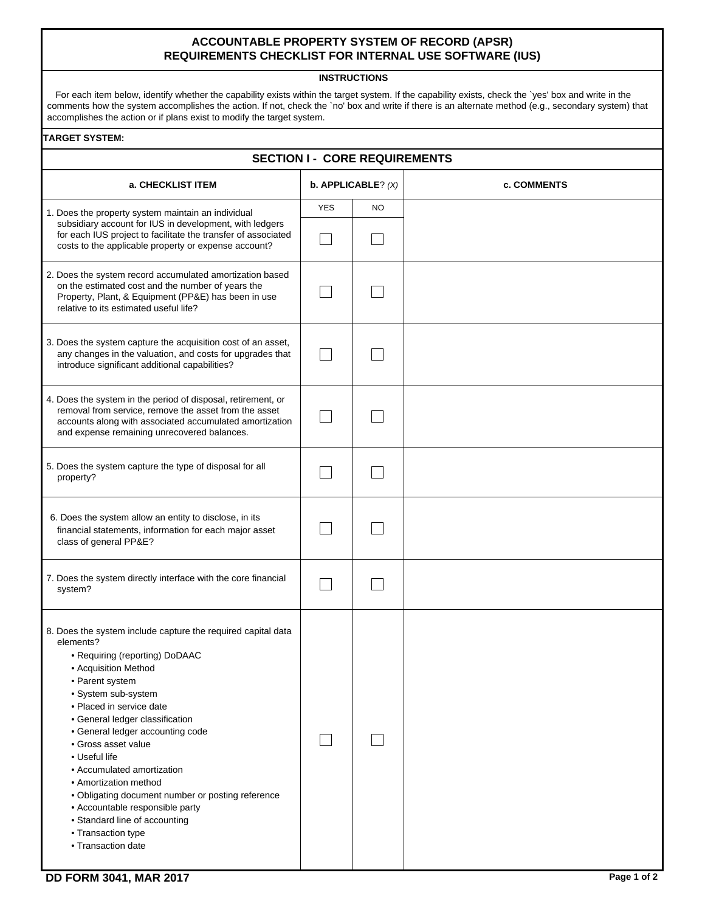# ACCOUNTABLE PROPERTY SYSTEM OF RECORD (APSR)
# REQUIREMENTS CHECKLIST FOR INTERNAL USE SOFTWARE (IUS)

**INSTRUCTIONS**

For each item below, identify whether the capability exists within the target system. If the capability exists, check the `yes' box and write in the comments how the system accomplishes the action. If not, check the `no' box and write if there is an alternate method (e.g., secondary system) that accomplishes the action or if plans exist to modify the target system.

**TARGET SYSTEM:**

## SECTION I - CORE REQUIREMENTS

| a. CHECKLIST ITEM | b. APPLICABLE? *(X)* | | c. COMMENTS |
|---|---|---|---|
| | YES | NO | |
| 1. Does the property system maintain an individual subsidiary account for IUS in development, with ledgers for each IUS project to facilitate the transfer of associated costs to the applicable property or expense account? | ☐ | ☐ | |
| 2. Does the system record accumulated amortization based on the estimated cost and the number of years the Property, Plant, & Equipment (PP&E) has been in use relative to its estimated useful life? | ☐ | ☐ | |
| 3. Does the system capture the acquisition cost of an asset, any changes in the valuation, and costs for upgrades that introduce significant additional capabilities? | ☐ | ☐ | |
| 4. Does the system in the period of disposal, retirement, or removal from service, remove the asset from the asset accounts along with associated accumulated amortization and expense remaining unrecovered balances. | ☐ | ☐ | |
| 5. Does the system capture the type of disposal for all property? | ☐ | ☐ | |
| 6. Does the system allow an entity to disclose, in its financial statements, information for each major asset class of general PP&E? | ☐ | ☐ | |
| 7. Does the system directly interface with the core financial system? | ☐ | ☐ | |
| 8. Does the system include capture the required capital data elements?<br>• Requiring (reporting) DoDAAC<br>• Acquisition Method<br>• Parent system<br>• System sub-system<br>• Placed in service date<br>• General ledger classification<br>• General ledger accounting code<br>• Gross asset value<br>• Useful life<br>• Accumulated amortization<br>• Amortization method<br>• Obligating document number or posting reference<br>• Accountable responsible party<br>• Standard line of accounting<br>• Transaction type<br>• Transaction date | ☐ | ☐ | |

**DD FORM 3041, MAR 2017**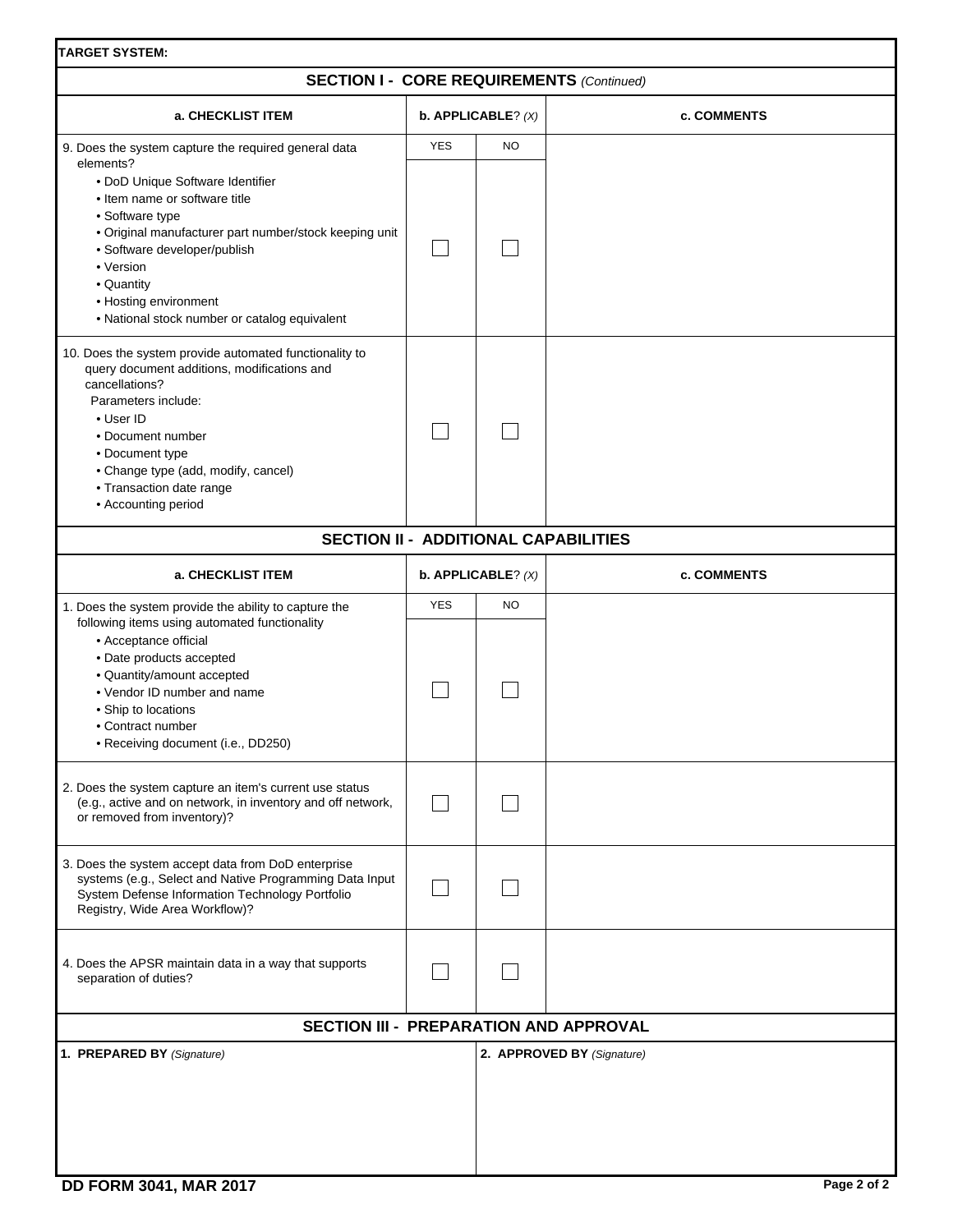**TARGET SYSTEM:**

## SECTION I - CORE REQUIREMENTS *(Continued)*

| a. CHECKLIST ITEM | b. APPLICABLE? *(X)* YES | NO | c. COMMENTS |
|---|---|---|---|
| 9. Does the system capture the required general data elements?<br>• DoD Unique Software Identifier<br>• Item name or software title<br>• Software type<br>• Original manufacturer part number/stock keeping unit<br>• Software developer/publish<br>• Version<br>• Quantity<br>• Hosting environment<br>• National stock number or catalog equivalent | ☐ | ☐ | |
| 10. Does the system provide automated functionality to query document additions, modifications and cancellations?<br>Parameters include:<br>• User ID<br>• Document number<br>• Document type<br>• Change type (add, modify, cancel)<br>• Transaction date range<br>• Accounting period | ☐ | ☐ | |

## SECTION II - ADDITIONAL CAPABILITIES

| a. CHECKLIST ITEM | b. APPLICABLE? *(X)* YES | NO | c. COMMENTS |
|---|---|---|---|
| 1. Does the system provide the ability to capture the following items using automated functionality<br>• Acceptance official<br>• Date products accepted<br>• Quantity/amount accepted<br>• Vendor ID number and name<br>• Ship to locations<br>• Contract number<br>• Receiving document (i.e., DD250) | ☐ | ☐ | |
| 2. Does the system capture an item's current use status (e.g., active and on network, in inventory and off network, or removed from inventory)? | ☐ | ☐ | |
| 3. Does the system accept data from DoD enterprise systems (e.g., Select and Native Programming Data Input System Defense Information Technology Portfolio Registry, Wide Area Workflow)? | ☐ | ☐ | |
| 4. Does the APSR maintain data in a way that supports separation of duties? | ☐ | ☐ | |

## SECTION III - PREPARATION AND APPROVAL

| 1. PREPARED BY *(Signature)* | 2. APPROVED BY *(Signature)* |
|---|---|
| | |

DD FORM 3041, MAR 2017